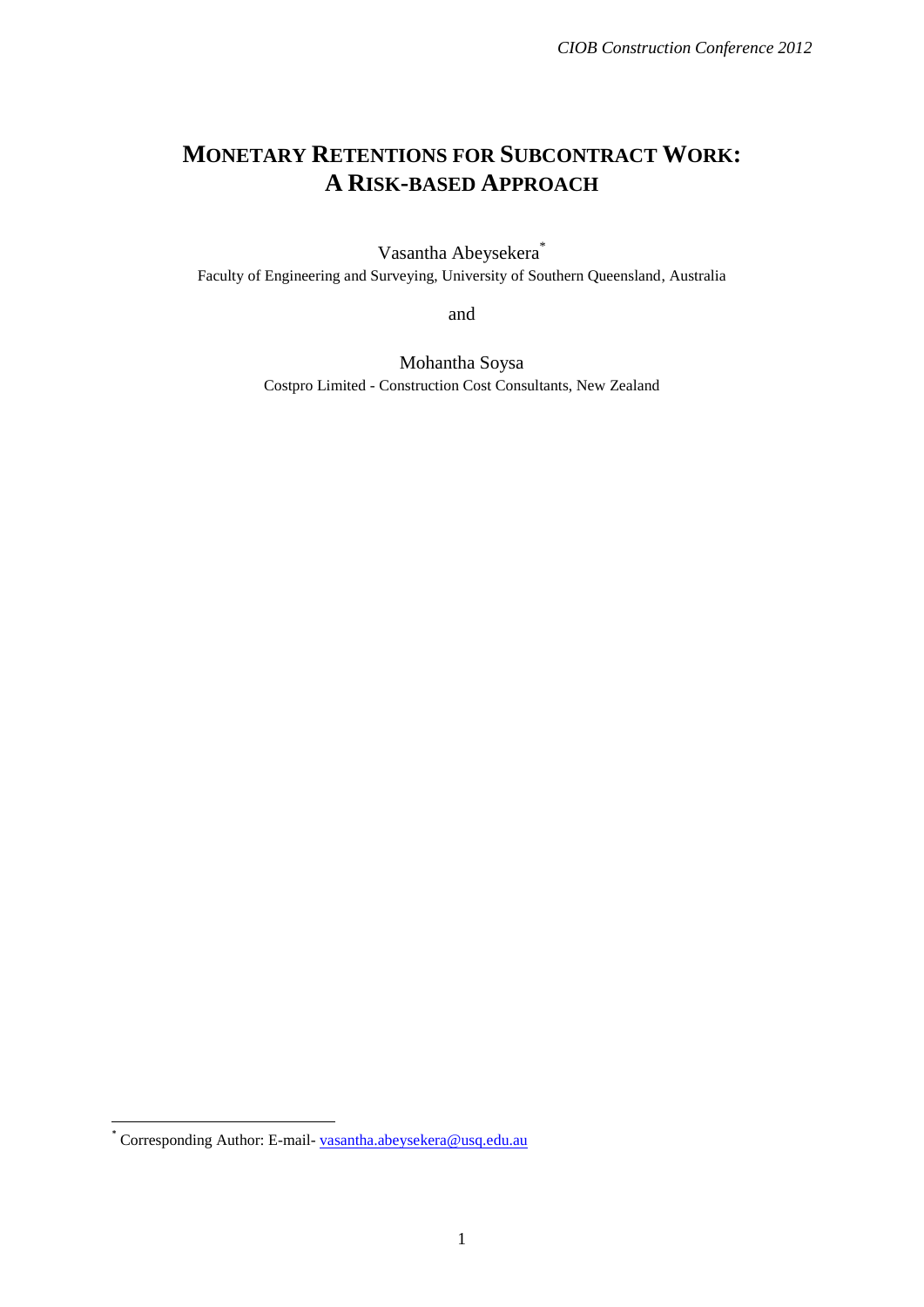# MONETARY RETENTIONS FOR SUBCONTRACT WORK: A RISK-BASED APPROACH

Vasantha Abeysekera*

Faculty of Engineering and Surveying, University of Southern Queensland, Australia

and

Mohantha Soysa

Costpro Limited - Construction Cost Consultants, New Zealand

* Corresponding Author: E-mail- vasantha.abeysekera@usq.edu.au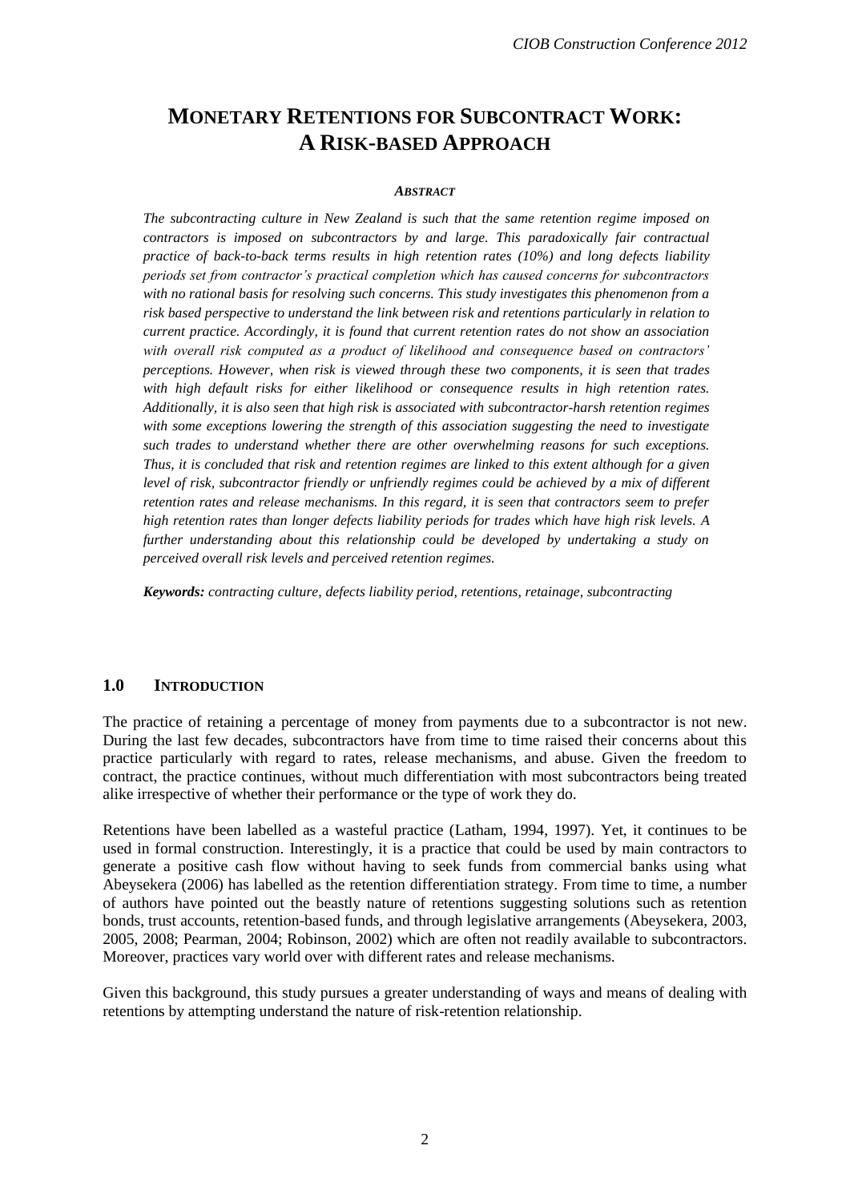# MONETARY RETENTIONS FOR SUBCONTRACT WORK: A RISK-BASED APPROACH

***ABSTRACT***

*The subcontracting culture in New Zealand is such that the same retention regime imposed on contractors is imposed on subcontractors by and large. This paradoxically fair contractual practice of back-to-back terms results in high retention rates (10%) and long defects liability periods set from contractor's practical completion which has caused concerns for subcontractors with no rational basis for resolving such concerns. This study investigates this phenomenon from a risk based perspective to understand the link between risk and retentions particularly in relation to current practice. Accordingly, it is found that current retention rates do not show an association with overall risk computed as a product of likelihood and consequence based on contractors' perceptions. However, when risk is viewed through these two components, it is seen that trades with high default risks for either likelihood or consequence results in high retention rates. Additionally, it is also seen that high risk is associated with subcontractor-harsh retention regimes with some exceptions lowering the strength of this association suggesting the need to investigate such trades to understand whether there are other overwhelming reasons for such exceptions. Thus, it is concluded that risk and retention regimes are linked to this extent although for a given level of risk, subcontractor friendly or unfriendly regimes could be achieved by a mix of different retention rates and release mechanisms. In this regard, it is seen that contractors seem to prefer high retention rates than longer defects liability periods for trades which have high risk levels. A further understanding about this relationship could be developed by undertaking a study on perceived overall risk levels and perceived retention regimes.*

***Keywords:*** *contracting culture, defects liability period, retentions, retainage, subcontracting*

## 1.0 INTRODUCTION

The practice of retaining a percentage of money from payments due to a subcontractor is not new. During the last few decades, subcontractors have from time to time raised their concerns about this practice particularly with regard to rates, release mechanisms, and abuse. Given the freedom to contract, the practice continues, without much differentiation with most subcontractors being treated alike irrespective of whether their performance or the type of work they do.

Retentions have been labelled as a wasteful practice (Latham, 1994, 1997). Yet, it continues to be used in formal construction. Interestingly, it is a practice that could be used by main contractors to generate a positive cash flow without having to seek funds from commercial banks using what Abeysekera (2006) has labelled as the retention differentiation strategy. From time to time, a number of authors have pointed out the beastly nature of retentions suggesting solutions such as retention bonds, trust accounts, retention-based funds, and through legislative arrangements (Abeysekera, 2003, 2005, 2008; Pearman, 2004; Robinson, 2002) which are often not readily available to subcontractors. Moreover, practices vary world over with different rates and release mechanisms.

Given this background, this study pursues a greater understanding of ways and means of dealing with retentions by attempting understand the nature of risk-retention relationship.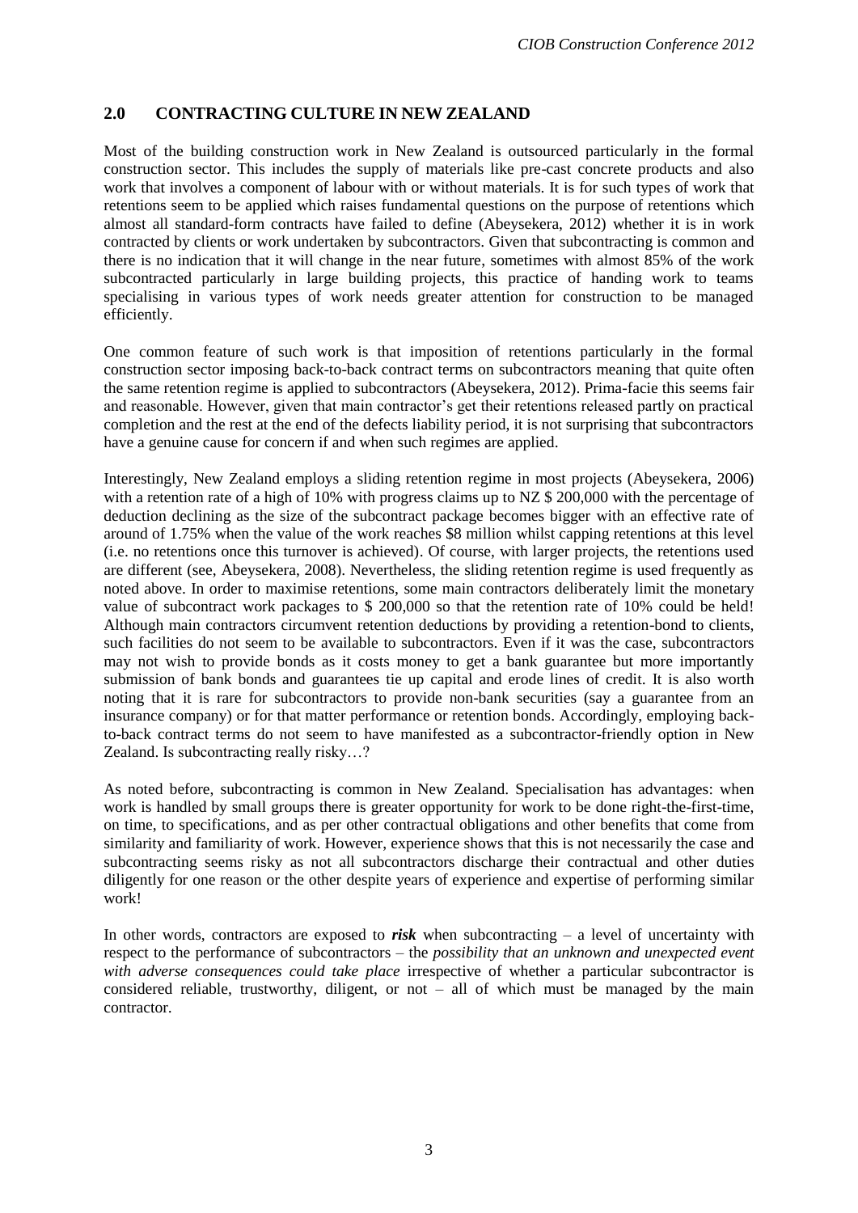## 2.0 CONTRACTING CULTURE IN NEW ZEALAND

Most of the building construction work in New Zealand is outsourced particularly in the formal construction sector. This includes the supply of materials like pre-cast concrete products and also work that involves a component of labour with or without materials. It is for such types of work that retentions seem to be applied which raises fundamental questions on the purpose of retentions which almost all standard-form contracts have failed to define (Abeysekera, 2012) whether it is in work contracted by clients or work undertaken by subcontractors. Given that subcontracting is common and there is no indication that it will change in the near future, sometimes with almost 85% of the work subcontracted particularly in large building projects, this practice of handing work to teams specialising in various types of work needs greater attention for construction to be managed efficiently.

One common feature of such work is that imposition of retentions particularly in the formal construction sector imposing back-to-back contract terms on subcontractors meaning that quite often the same retention regime is applied to subcontractors (Abeysekera, 2012). Prima-facie this seems fair and reasonable. However, given that main contractor's get their retentions released partly on practical completion and the rest at the end of the defects liability period, it is not surprising that subcontractors have a genuine cause for concern if and when such regimes are applied.

Interestingly, New Zealand employs a sliding retention regime in most projects (Abeysekera, 2006) with a retention rate of a high of 10% with progress claims up to NZ $ 200,000 with the percentage of deduction declining as the size of the subcontract package becomes bigger with an effective rate of around of 1.75% when the value of the work reaches $8 million whilst capping retentions at this level (i.e. no retentions once this turnover is achieved). Of course, with larger projects, the retentions used are different (see, Abeysekera, 2008). Nevertheless, the sliding retention regime is used frequently as noted above. In order to maximise retentions, some main contractors deliberately limit the monetary value of subcontract work packages to $ 200,000 so that the retention rate of 10% could be held! Although main contractors circumvent retention deductions by providing a retention-bond to clients, such facilities do not seem to be available to subcontractors. Even if it was the case, subcontractors may not wish to provide bonds as it costs money to get a bank guarantee but more importantly submission of bank bonds and guarantees tie up capital and erode lines of credit. It is also worth noting that it is rare for subcontractors to provide non-bank securities (say a guarantee from an insurance company) or for that matter performance or retention bonds. Accordingly, employing back-to-back contract terms do not seem to have manifested as a subcontractor-friendly option in New Zealand. Is subcontracting really risky…?

As noted before, subcontracting is common in New Zealand. Specialisation has advantages: when work is handled by small groups there is greater opportunity for work to be done right-the-first-time, on time, to specifications, and as per other contractual obligations and other benefits that come from similarity and familiarity of work. However, experience shows that this is not necessarily the case and subcontracting seems risky as not all subcontractors discharge their contractual and other duties diligently for one reason or the other despite years of experience and expertise of performing similar work!

In other words, contractors are exposed to ***risk*** when subcontracting – a level of uncertainty with respect to the performance of subcontractors – the *possibility that an unknown and unexpected event with adverse consequences could take place* irrespective of whether a particular subcontractor is considered reliable, trustworthy, diligent, or not – all of which must be managed by the main contractor.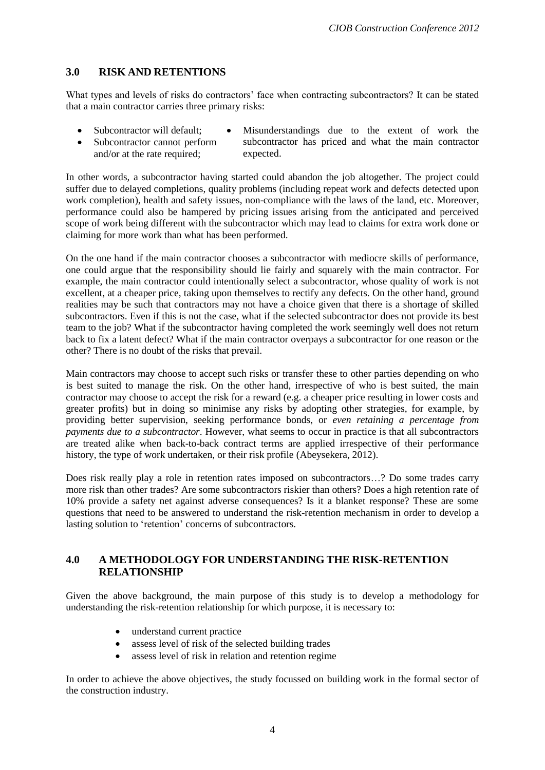## 3.0 RISK AND RETENTIONS

What types and levels of risks do contractors' face when contracting subcontractors? It can be stated that a main contractor carries three primary risks:

- Subcontractor will default;
- Subcontractor cannot perform and/or at the rate required;
- Misunderstandings due to the extent of work the subcontractor has priced and what the main contractor expected.

In other words, a subcontractor having started could abandon the job altogether. The project could suffer due to delayed completions, quality problems (including repeat work and defects detected upon work completion), health and safety issues, non-compliance with the laws of the land, etc. Moreover, performance could also be hampered by pricing issues arising from the anticipated and perceived scope of work being different with the subcontractor which may lead to claims for extra work done or claiming for more work than what has been performed.

On the one hand if the main contractor chooses a subcontractor with mediocre skills of performance, one could argue that the responsibility should lie fairly and squarely with the main contractor. For example, the main contractor could intentionally select a subcontractor, whose quality of work is not excellent, at a cheaper price, taking upon themselves to rectify any defects. On the other hand, ground realities may be such that contractors may not have a choice given that there is a shortage of skilled subcontractors. Even if this is not the case, what if the selected subcontractor does not provide its best team to the job? What if the subcontractor having completed the work seemingly well does not return back to fix a latent defect? What if the main contractor overpays a subcontractor for one reason or the other? There is no doubt of the risks that prevail.

Main contractors may choose to accept such risks or transfer these to other parties depending on who is best suited to manage the risk. On the other hand, irrespective of who is best suited, the main contractor may choose to accept the risk for a reward (e.g. a cheaper price resulting in lower costs and greater profits) but in doing so minimise any risks by adopting other strategies, for example, by providing better supervision, seeking performance bonds, or *even retaining a percentage from payments due to a subcontractor*. However, what seems to occur in practice is that all subcontractors are treated alike when back-to-back contract terms are applied irrespective of their performance history, the type of work undertaken, or their risk profile (Abeysekera, 2012).

Does risk really play a role in retention rates imposed on subcontractors…? Do some trades carry more risk than other trades? Are some subcontractors riskier than others? Does a high retention rate of 10% provide a safety net against adverse consequences? Is it a blanket response? These are some questions that need to be answered to understand the risk-retention mechanism in order to develop a lasting solution to 'retention' concerns of subcontractors.

## 4.0 A METHODOLOGY FOR UNDERSTANDING THE RISK-RETENTION RELATIONSHIP

Given the above background, the main purpose of this study is to develop a methodology for understanding the risk-retention relationship for which purpose, it is necessary to:

- understand current practice
- assess level of risk of the selected building trades
- assess level of risk in relation and retention regime

In order to achieve the above objectives, the study focussed on building work in the formal sector of the construction industry.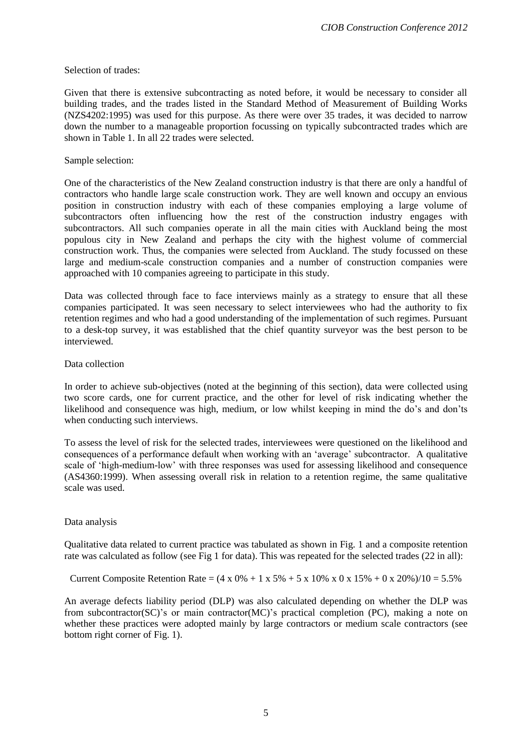Selection of trades:

Given that there is extensive subcontracting as noted before, it would be necessary to consider all building trades, and the trades listed in the Standard Method of Measurement of Building Works (NZS4202:1995) was used for this purpose. As there were over 35 trades, it was decided to narrow down the number to a manageable proportion focussing on typically subcontracted trades which are shown in Table 1. In all 22 trades were selected.

Sample selection:

One of the characteristics of the New Zealand construction industry is that there are only a handful of contractors who handle large scale construction work. They are well known and occupy an envious position in construction industry with each of these companies employing a large volume of subcontractors often influencing how the rest of the construction industry engages with subcontractors. All such companies operate in all the main cities with Auckland being the most populous city in New Zealand and perhaps the city with the highest volume of commercial construction work. Thus, the companies were selected from Auckland. The study focussed on these large and medium-scale construction companies and a number of construction companies were approached with 10 companies agreeing to participate in this study.

Data was collected through face to face interviews mainly as a strategy to ensure that all these companies participated. It was seen necessary to select interviewees who had the authority to fix retention regimes and who had a good understanding of the implementation of such regimes. Pursuant to a desk-top survey, it was established that the chief quantity surveyor was the best person to be interviewed.

Data collection

In order to achieve sub-objectives (noted at the beginning of this section), data were collected using two score cards, one for current practice, and the other for level of risk indicating whether the likelihood and consequence was high, medium, or low whilst keeping in mind the do's and don'ts when conducting such interviews.

To assess the level of risk for the selected trades, interviewees were questioned on the likelihood and consequences of a performance default when working with an 'average' subcontractor. A qualitative scale of 'high-medium-low' with three responses was used for assessing likelihood and consequence (AS4360:1999). When assessing overall risk in relation to a retention regime, the same qualitative scale was used.

Data analysis

Qualitative data related to current practice was tabulated as shown in Fig. 1 and a composite retention rate was calculated as follow (see Fig 1 for data). This was repeated for the selected trades (22 in all):

Current Composite Retention Rate = (4 x 0% + 1 x 5% + 5 x 10% x 0 x 15% + 0 x 20%)/10 = 5.5%

An average defects liability period (DLP) was also calculated depending on whether the DLP was from subcontractor(SC)'s or main contractor(MC)'s practical completion (PC), making a note on whether these practices were adopted mainly by large contractors or medium scale contractors (see bottom right corner of Fig. 1).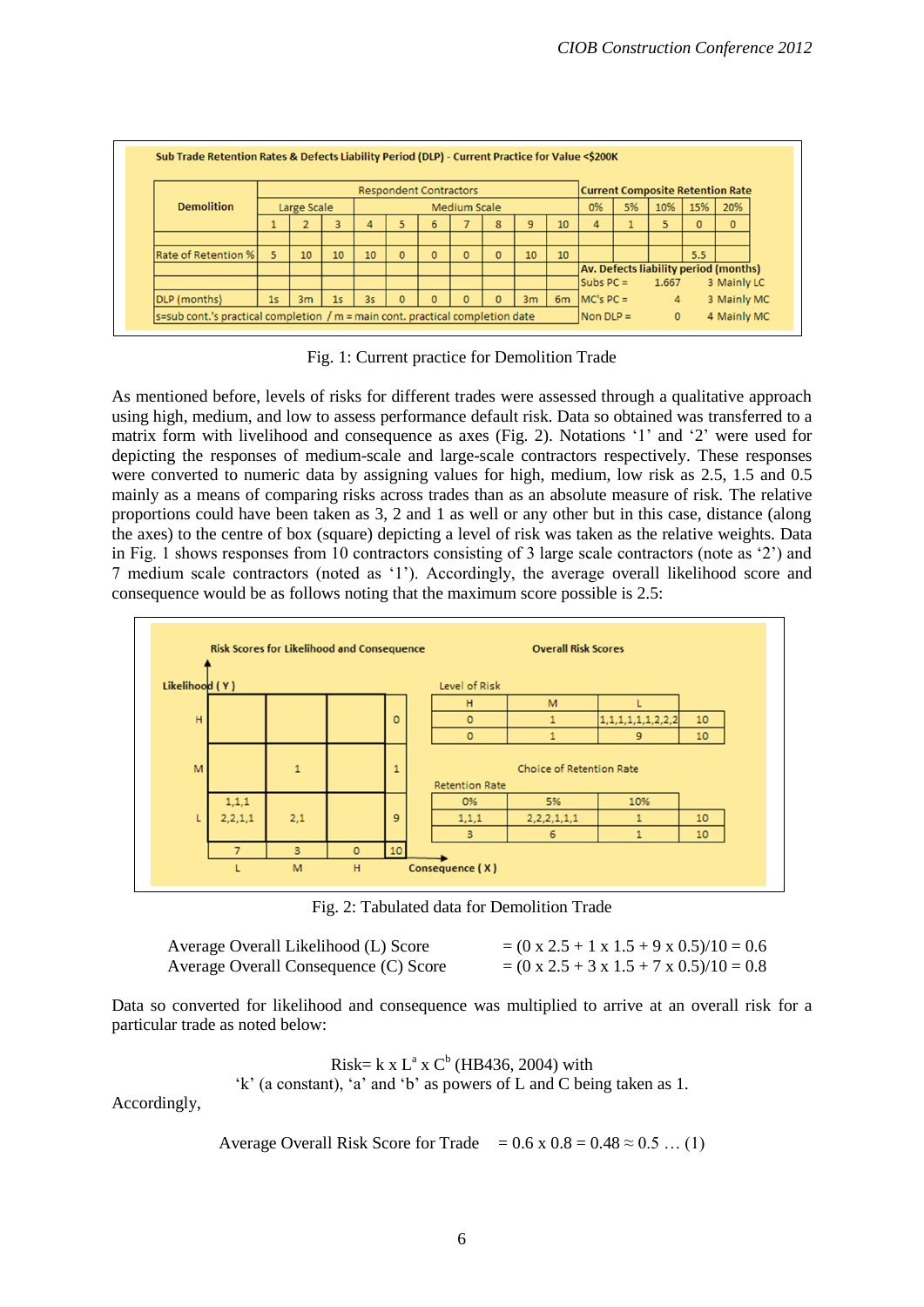Sub Trade Retention Rates & Defects Liability Period (DLP) - Current Practice for Value <$200K

| Demolition | Respondent Contractors | | | | | | | | | | Current Composite Retention Rate | | | | |
|---|---|---|---|---|---|---|---|---|---|---|---|---|---|---|---|
| | Large Scale | | | Medium Scale | | | | | | | 0% | 5% | 10% | 15% | 20% |
| | 1 | 2 | 3 | 4 | 5 | 6 | 7 | 8 | 9 | 10 | 4 | 1 | 5 | 0 | 0 |
| Rate of Retention % | 5 | 10 | 10 | 10 | 0 | 0 | 0 | 0 | 10 | 10 | | | | 5.5 | |
| | | | | | | | | | | | Av. Defects liability period (months) | | | | |
| | | | | | | | | | | | Subs PC = | | 1.667 | 3 Mainly LC | |
| DLP (months) | 1s | 3m | 1s | 3s | 0 | 0 | 0 | 0 | 3m | 6m | MC's PC = | | 4 | 3 Mainly MC | |
| s=sub cont.'s practical completion / m = main cont. practical completion date | | | | | | | | | | | Non DLP = | | 0 | 4 Mainly MC | |

Fig. 1: Current practice for Demolition Trade

As mentioned before, levels of risks for different trades were assessed through a qualitative approach using high, medium, and low to assess performance default risk. Data so obtained was transferred to a matrix form with livelihood and consequence as axes (Fig. 2). Notations '1' and '2' were used for depicting the responses of medium-scale and large-scale contractors respectively. These responses were converted to numeric data by assigning values for high, medium, low risk as 2.5, 1.5 and 0.5 mainly as a means of comparing risks across trades than as an absolute measure of risk. The relative proportions could have been taken as 3, 2 and 1 as well or any other but in this case, distance (along the axes) to the centre of box (square) depicting a level of risk was taken as the relative weights. Data in Fig. 1 shows responses from 10 contractors consisting of 3 large scale contractors (note as '2') and 7 medium scale contractors (noted as '1'). Accordingly, the average overall likelihood score and consequence would be as follows noting that the maximum score possible is 2.5:

Risk Scores for Likelihood and Consequence

| Likelihood (Y) | L | M | H | |
|---|---|---|---|---|
| H | | | | 0 |
| M | | 1 | | 1 |
| L | 1,1,1<br>2,2,1,1 | 2,1 | | 9 |
| | 7 | 3 | 0 | 10 |

Consequence (X)

Overall Risk Scores

Level of Risk

| H | M | L | |
|---|---|---|---|
| 0 | 1 | 1,1,1,1,1,1,2,2,2 | 10 |
| 0 | 1 | 9 | 10 |

Choice of Retention Rate

Retention Rate

| 0% | 5% | 10% | |
|---|---|---|---|
| 1,1,1 | 2,2,2,1,1,1 | 1 | 10 |
| 3 | 6 | 1 | 10 |

Fig. 2: Tabulated data for Demolition Trade

Average Overall Likelihood (L) Score $= (0 \times 2.5 + 1 \times 1.5 + 9 \times 0.5)/10 = 0.6$

Average Overall Consequence (C) Score $= (0 \times 2.5 + 3 \times 1.5 + 7 \times 0.5)/10 = 0.8$

Data so converted for likelihood and consequence was multiplied to arrive at an overall risk for a particular trade as noted below:

$$\text{Risk} = k \times L^a \times C^b \text{ (HB436, 2004) with}$$

'k' (a constant), 'a' and 'b' as powers of L and C being taken as 1.

Accordingly,

$$\text{Average Overall Risk Score for Trade} = 0.6 \times 0.8 = 0.48 \approx 0.5 \quad \dots (1)$$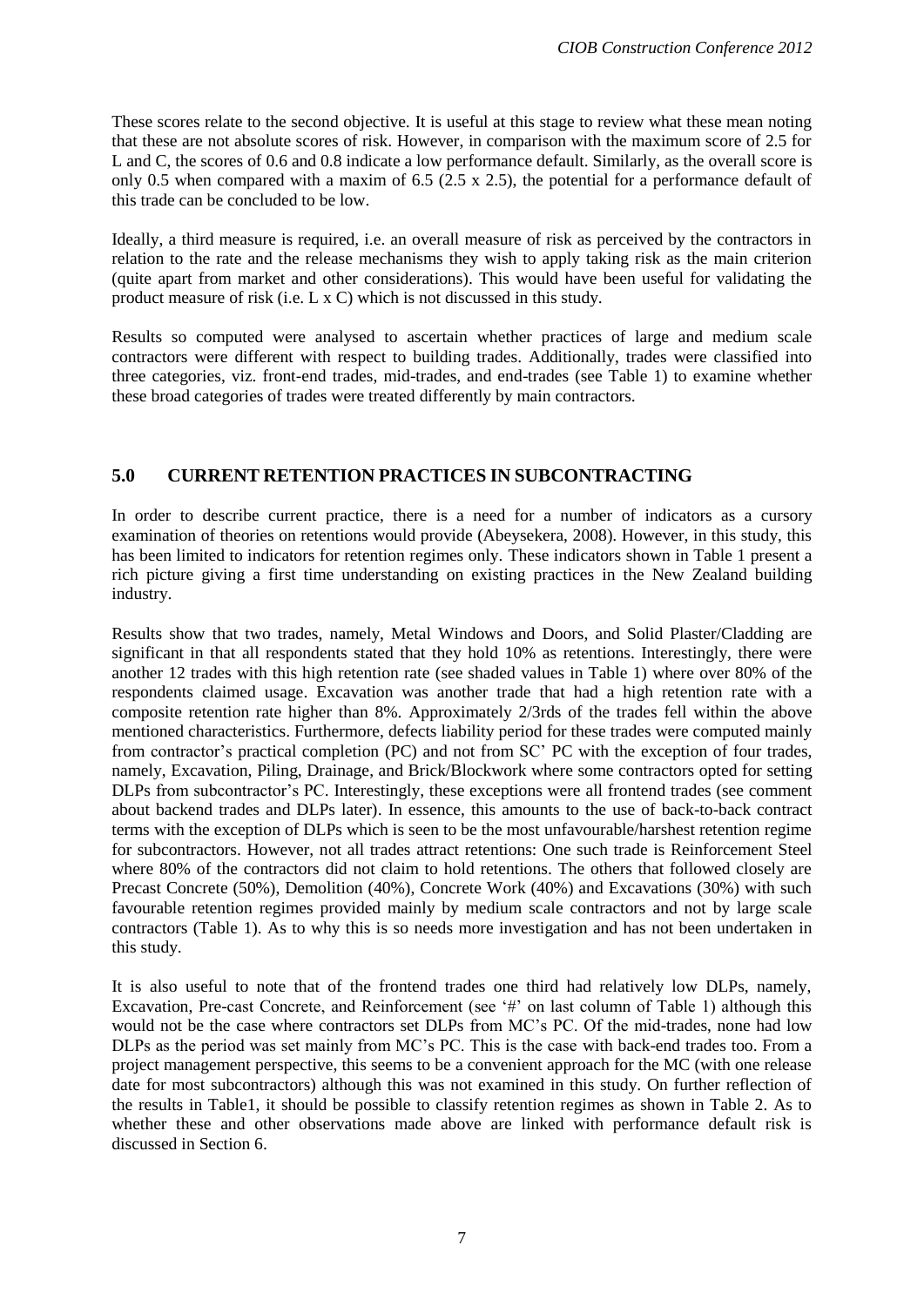These scores relate to the second objective. It is useful at this stage to review what these mean noting that these are not absolute scores of risk. However, in comparison with the maximum score of 2.5 for L and C, the scores of 0.6 and 0.8 indicate a low performance default. Similarly, as the overall score is only 0.5 when compared with a maxim of 6.5 (2.5 x 2.5), the potential for a performance default of this trade can be concluded to be low.

Ideally, a third measure is required, i.e. an overall measure of risk as perceived by the contractors in relation to the rate and the release mechanisms they wish to apply taking risk as the main criterion (quite apart from market and other considerations). This would have been useful for validating the product measure of risk (i.e. L x C) which is not discussed in this study.

Results so computed were analysed to ascertain whether practices of large and medium scale contractors were different with respect to building trades. Additionally, trades were classified into three categories, viz. front-end trades, mid-trades, and end-trades (see Table 1) to examine whether these broad categories of trades were treated differently by main contractors.

## 5.0 CURRENT RETENTION PRACTICES IN SUBCONTRACTING

In order to describe current practice, there is a need for a number of indicators as a cursory examination of theories on retentions would provide (Abeysekera, 2008). However, in this study, this has been limited to indicators for retention regimes only. These indicators shown in Table 1 present a rich picture giving a first time understanding on existing practices in the New Zealand building industry.

Results show that two trades, namely, Metal Windows and Doors, and Solid Plaster/Cladding are significant in that all respondents stated that they hold 10% as retentions. Interestingly, there were another 12 trades with this high retention rate (see shaded values in Table 1) where over 80% of the respondents claimed usage. Excavation was another trade that had a high retention rate with a composite retention rate higher than 8%. Approximately 2/3rds of the trades fell within the above mentioned characteristics. Furthermore, defects liability period for these trades were computed mainly from contractor's practical completion (PC) and not from SC' PC with the exception of four trades, namely, Excavation, Piling, Drainage, and Brick/Blockwork where some contractors opted for setting DLPs from subcontractor's PC. Interestingly, these exceptions were all frontend trades (see comment about backend trades and DLPs later). In essence, this amounts to the use of back-to-back contract terms with the exception of DLPs which is seen to be the most unfavourable/harshest retention regime for subcontractors. However, not all trades attract retentions: One such trade is Reinforcement Steel where 80% of the contractors did not claim to hold retentions. The others that followed closely are Precast Concrete (50%), Demolition (40%), Concrete Work (40%) and Excavations (30%) with such favourable retention regimes provided mainly by medium scale contractors and not by large scale contractors (Table 1). As to why this is so needs more investigation and has not been undertaken in this study.

It is also useful to note that of the frontend trades one third had relatively low DLPs, namely, Excavation, Pre-cast Concrete, and Reinforcement (see '#' on last column of Table 1) although this would not be the case where contractors set DLPs from MC's PC. Of the mid-trades, none had low DLPs as the period was set mainly from MC's PC. This is the case with back-end trades too. From a project management perspective, this seems to be a convenient approach for the MC (with one release date for most subcontractors) although this was not examined in this study. On further reflection of the results in Table1, it should be possible to classify retention regimes as shown in Table 2. As to whether these and other observations made above are linked with performance default risk is discussed in Section 6.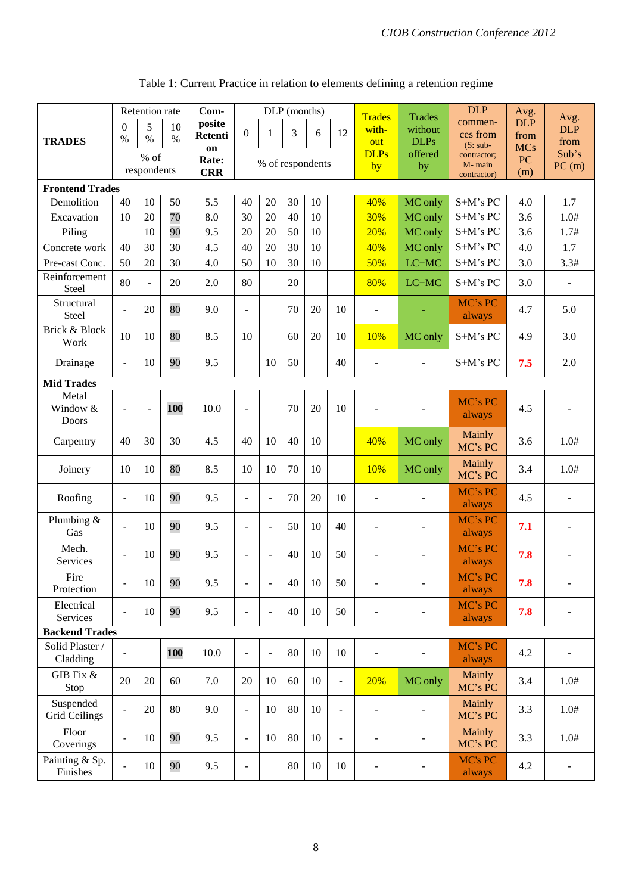Table 1: Current Practice in relation to elements defining a retention regime

| TRADES | Retention rate | | | Com-posite Retention Rate: CRR | DLP (months) | | | | | Trades with-out DLPs by | Trades without DLPs offered by | DLP commences from (S: sub-contractor; M- main contractor) | Avg. DLP from MCs PC (m) | Avg. DLP from Sub's PC (m) |
|---|---|---|---|---|---|---|---|---|---|---|---|---|---|---|
| | 0 % | 5 % | 10 % | | 0 | 1 | 3 | 6 | 12 | | | | | |
| | % of respondents | | | | % of respondents | | | | | | | | | |
| **Frontend Trades** | | | | | | | | | | | | | | |
| Demolition | 40 | 10 | 50 | 5.5 | 40 | 20 | 30 | 10 | | 40% | MC only | S+M's PC | 4.0 | 1.7 |
| Excavation | 10 | 20 | 70 | 8.0 | 30 | 20 | 40 | 10 | | 30% | MC only | S+M's PC | 3.6 | 1.0# |
| Piling | | 10 | 90 | 9.5 | 20 | 20 | 50 | 10 | | 20% | MC only | S+M's PC | 3.6 | 1.7# |
| Concrete work | 40 | 30 | 30 | 4.5 | 40 | 20 | 30 | 10 | | 40% | MC only | S+M's PC | 4.0 | 1.7 |
| Pre-cast Conc. | 50 | 20 | 30 | 4.0 | 50 | 10 | 30 | 10 | | 50% | LC+MC | S+M's PC | 3.0 | 3.3# |
| Reinforcement Steel | 80 | - | 20 | 2.0 | 80 | | 20 | | | 80% | LC+MC | S+M's PC | 3.0 | - |
| Structural Steel | - | 20 | 80 | 9.0 | - | | 70 | 20 | 10 | - | - | MC's PC always | 4.7 | 5.0 |
| Brick & Block Work | 10 | 10 | 80 | 8.5 | 10 | | 60 | 20 | 10 | 10% | MC only | S+M's PC | 4.9 | 3.0 |
| Drainage | - | 10 | 90 | 9.5 | | 10 | 50 | | 40 | - | - | S+M's PC | 7.5 | 2.0 |
| **Mid Trades** | | | | | | | | | | | | | | |
| Metal Window & Doors | - | - | **100** | 10.0 | - | | 70 | 20 | 10 | - | - | MC's PC always | 4.5 | - |
| Carpentry | 40 | 30 | 30 | 4.5 | 40 | 10 | 40 | 10 | | 40% | MC only | Mainly MC's PC | 3.6 | 1.0# |
| Joinery | 10 | 10 | 80 | 8.5 | 10 | 10 | 70 | 10 | | 10% | MC only | Mainly MC's PC | 3.4 | 1.0# |
| Roofing | - | 10 | 90 | 9.5 | - | - | 70 | 20 | 10 | - | - | MC's PC always | 4.5 | - |
| Plumbing & Gas | - | 10 | 90 | 9.5 | - | - | 50 | 10 | 40 | - | - | MC's PC always | 7.1 | - |
| Mech. Services | - | 10 | 90 | 9.5 | - | - | 40 | 10 | 50 | - | - | MC's PC always | 7.8 | - |
| Fire Protection | - | 10 | 90 | 9.5 | - | - | 40 | 10 | 50 | - | - | MC's PC always | 7.8 | - |
| Electrical Services | - | 10 | 90 | 9.5 | - | - | 40 | 10 | 50 | - | - | MC's PC always | 7.8 | - |
| **Backend Trades** | | | | | | | | | | | | | | |
| Solid Plaster / Cladding | - | | **100** | 10.0 | - | - | 80 | 10 | 10 | - | - | MC's PC always | 4.2 | - |
| GIB Fix & Stop | 20 | 20 | 60 | 7.0 | 20 | 10 | 60 | 10 | - | 20% | MC only | Mainly MC's PC | 3.4 | 1.0# |
| Suspended Grid Ceilings | - | 20 | 80 | 9.0 | - | 10 | 80 | 10 | - | - | - | Mainly MC's PC | 3.3 | 1.0# |
| Floor Coverings | - | 10 | 90 | 9.5 | - | 10 | 80 | 10 | - | - | - | Mainly MC's PC | 3.3 | 1.0# |
| Painting & Sp. Finishes | - | 10 | 90 | 9.5 | - | | 80 | 10 | 10 | - | - | MC's PC always | 4.2 | - |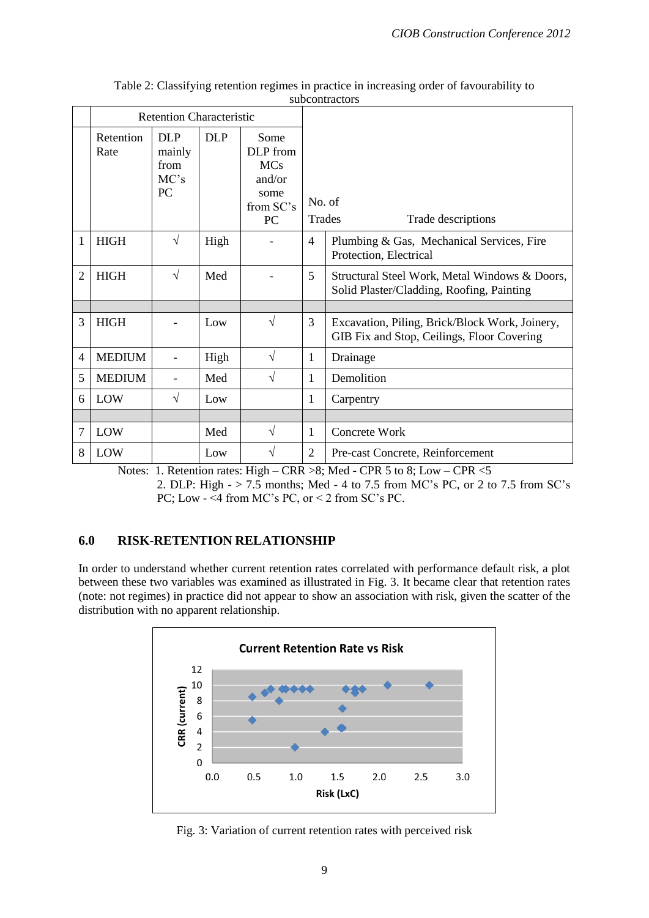Table 2: Classifying retention regimes in practice in increasing order of favourability to subcontractors

| | Retention Characteristic | | | | | |
|---|---|---|---|---|---|---|
| | Retention Rate | DLP mainly from MC's PC | DLP | Some DLP from MCs and/or some from SC's PC | No. of Trades | Trade descriptions |
| 1 | HIGH | √ | High | - | 4 | Plumbing & Gas, Mechanical Services, Fire Protection, Electrical |
| 2 | HIGH | √ | Med | - | 5 | Structural Steel Work, Metal Windows & Doors, Solid Plaster/Cladding, Roofing, Painting |
| | | | | | | |
| 3 | HIGH | - | Low | √ | 3 | Excavation, Piling, Brick/Block Work, Joinery, GIB Fix and Stop, Ceilings, Floor Covering |
| 4 | MEDIUM | - | High | √ | 1 | Drainage |
| 5 | MEDIUM | - | Med | √ | 1 | Demolition |
| 6 | LOW | √ | Low | | 1 | Carpentry |
| | | | | | | |
| 7 | LOW | | Med | √ | 1 | Concrete Work |
| 8 | LOW | | Low | √ | 2 | Pre-cast Concrete, Reinforcement |

Notes: 1. Retention rates: High – CRR >8; Med - CPR 5 to 8; Low – CPR <5
2. DLP: High - > 7.5 months; Med - 4 to 7.5 from MC's PC, or 2 to 7.5 from SC's PC; Low - <4 from MC's PC, or < 2 from SC's PC.

## 6.0 RISK-RETENTION RELATIONSHIP

In order to understand whether current retention rates correlated with performance default risk, a plot between these two variables was examined as illustrated in Fig. 3. It became clear that retention rates (note: not regimes) in practice did not appear to show an association with risk, given the scatter of the distribution with no apparent relationship.

Fig. 3: Variation of current retention rates with perceived risk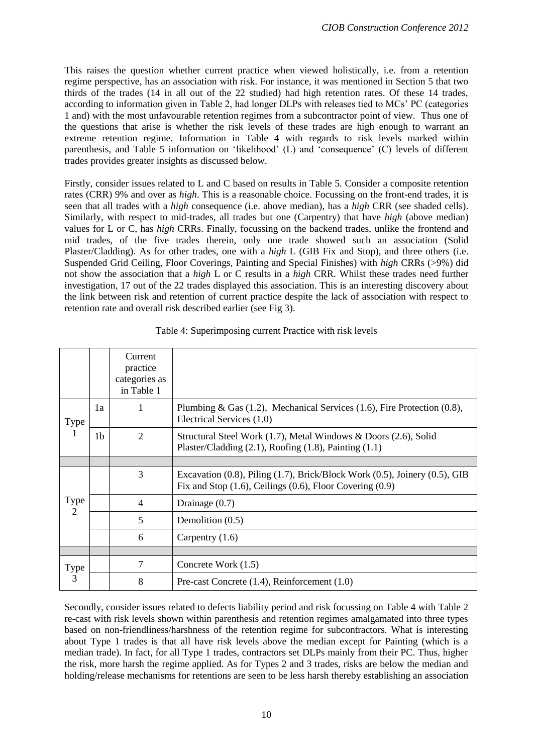This raises the question whether current practice when viewed holistically, i.e. from a retention regime perspective, has an association with risk. For instance, it was mentioned in Section 5 that two thirds of the trades (14 in all out of the 22 studied) had high retention rates. Of these 14 trades, according to information given in Table 2, had longer DLPs with releases tied to MCs' PC (categories 1 and) with the most unfavourable retention regimes from a subcontractor point of view. Thus one of the questions that arise is whether the risk levels of these trades are high enough to warrant an extreme retention regime. Information in Table 4 with regards to risk levels marked within parenthesis, and Table 5 information on 'likelihood' (L) and 'consequence' (C) levels of different trades provides greater insights as discussed below.

Firstly, consider issues related to L and C based on results in Table 5. Consider a composite retention rates (CRR) 9% and over as *high*. This is a reasonable choice. Focussing on the front-end trades, it is seen that all trades with a *high* consequence (i.e. above median), has a *high* CRR (see shaded cells). Similarly, with respect to mid-trades, all trades but one (Carpentry) that have *high* (above median) values for L or C, has *high* CRRs. Finally, focussing on the backend trades, unlike the frontend and mid trades, of the five trades therein, only one trade showed such an association (Solid Plaster/Cladding). As for other trades, one with a *high* L (GIB Fix and Stop), and three others (i.e. Suspended Grid Ceiling, Floor Coverings, Painting and Special Finishes) with *high* CRRs (>9%) did not show the association that a *high* L or C results in a *high* CRR. Whilst these trades need further investigation, 17 out of the 22 trades displayed this association. This is an interesting discovery about the link between risk and retention of current practice despite the lack of association with respect to retention rate and overall risk described earlier (see Fig 3).

Table 4: Superimposing current Practice with risk levels

| | | Current practice categories as in Table 1 | |
|---|---|---|---|
| Type 1 | 1a | 1 | Plumbing & Gas (1.2), Mechanical Services (1.6), Fire Protection (0.8), Electrical Services (1.0) |
| | 1b | 2 | Structural Steel Work (1.7), Metal Windows & Doors (2.6), Solid Plaster/Cladding (2.1), Roofing (1.8), Painting (1.1) |
| | | | |
| Type 2 | | 3 | Excavation (0.8), Piling (1.7), Brick/Block Work (0.5), Joinery (0.5), GIB Fix and Stop (1.6), Ceilings (0.6), Floor Covering (0.9) |
| | | 4 | Drainage (0.7) |
| | | 5 | Demolition (0.5) |
| | | 6 | Carpentry (1.6) |
| | | | |
| Type 3 | | 7 | Concrete Work (1.5) |
| | | 8 | Pre-cast Concrete (1.4), Reinforcement (1.0) |

Secondly, consider issues related to defects liability period and risk focussing on Table 4 with Table 2 re-cast with risk levels shown within parenthesis and retention regimes amalgamated into three types based on non-friendliness/harshness of the retention regime for subcontractors. What is interesting about Type 1 trades is that all have risk levels above the median except for Painting (which is a median trade). In fact, for all Type 1 trades, contractors set DLPs mainly from their PC. Thus, higher the risk, more harsh the regime applied. As for Types 2 and 3 trades, risks are below the median and holding/release mechanisms for retentions are seen to be less harsh thereby establishing an association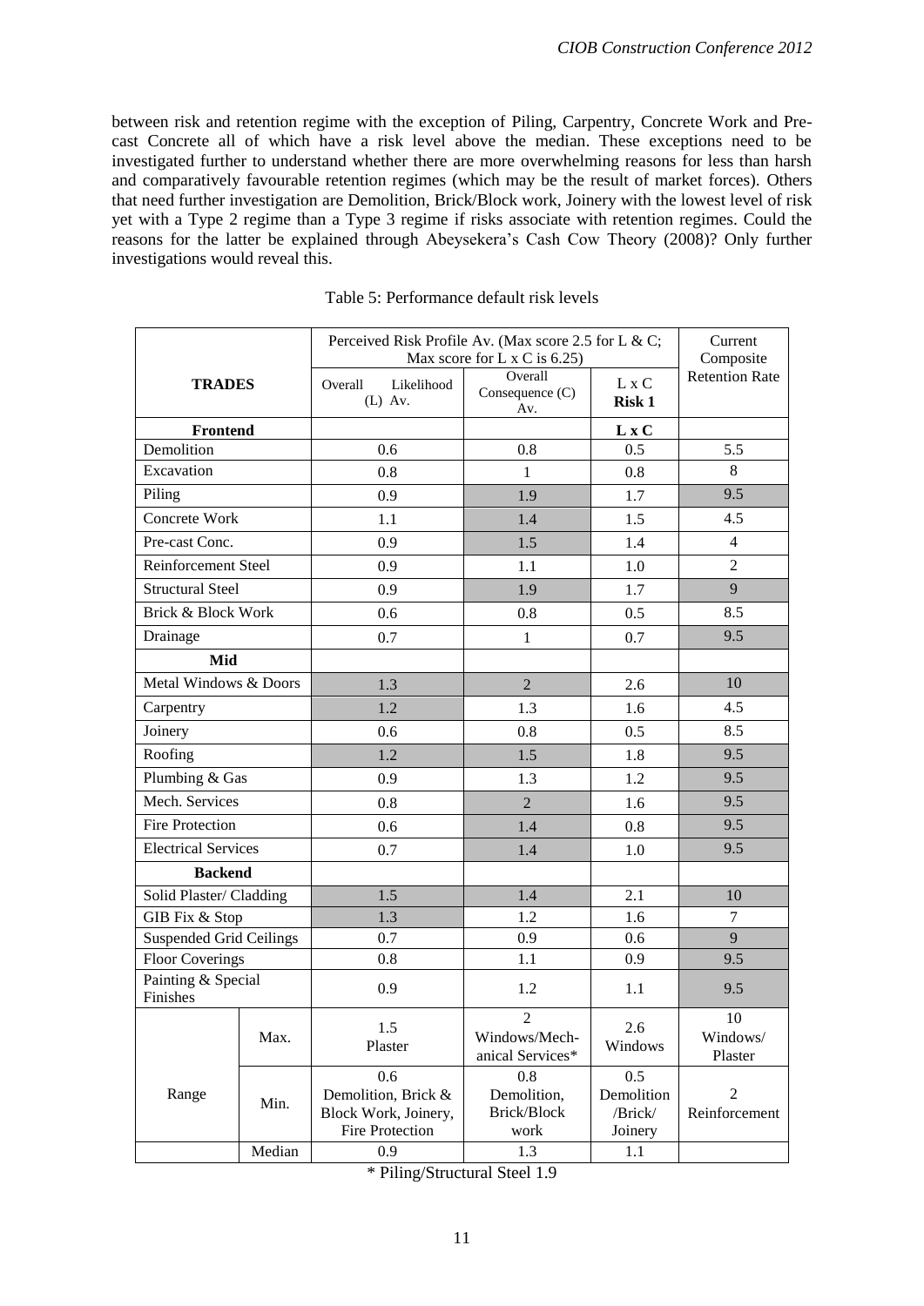between risk and retention regime with the exception of Piling, Carpentry, Concrete Work and Pre-cast Concrete all of which have a risk level above the median. These exceptions need to be investigated further to understand whether there are more overwhelming reasons for less than harsh and comparatively favourable retention regimes (which may be the result of market forces). Others that need further investigation are Demolition, Brick/Block work, Joinery with the lowest level of risk yet with a Type 2 regime than a Type 3 regime if risks associate with retention regimes. Could the reasons for the latter be explained through Abeysekera's Cash Cow Theory (2008)? Only further investigations would reveal this.

Table 5: Performance default risk levels

| TRADES | | Perceived Risk Profile Av. (Max score 2.5 for L & C; Max score for L x C is 6.25) | | | Current Composite Retention Rate |
|---|---|---|---|---|---|
| | | Overall Likelihood (L) Av. | Overall Consequence (C) Av. | L x C **Risk 1** | |
| **Frontend** | | | | **L x C** | |
| Demolition | | 0.6 | 0.8 | 0.5 | 5.5 |
| Excavation | | 0.8 | 1 | 0.8 | 8 |
| Piling | | 0.9 | 1.9 | 1.7 | 9.5 |
| Concrete Work | | 1.1 | 1.4 | 1.5 | 4.5 |
| Pre-cast Conc. | | 0.9 | 1.5 | 1.4 | 4 |
| Reinforcement Steel | | 0.9 | 1.1 | 1.0 | 2 |
| Structural Steel | | 0.9 | 1.9 | 1.7 | 9 |
| Brick & Block Work | | 0.6 | 0.8 | 0.5 | 8.5 |
| Drainage | | 0.7 | 1 | 0.7 | 9.5 |
| **Mid** | | | | | |
| Metal Windows & Doors | | 1.3 | 2 | 2.6 | 10 |
| Carpentry | | 1.2 | 1.3 | 1.6 | 4.5 |
| Joinery | | 0.6 | 0.8 | 0.5 | 8.5 |
| Roofing | | 1.2 | 1.5 | 1.8 | 9.5 |
| Plumbing & Gas | | 0.9 | 1.3 | 1.2 | 9.5 |
| Mech. Services | | 0.8 | 2 | 1.6 | 9.5 |
| Fire Protection | | 0.6 | 1.4 | 0.8 | 9.5 |
| Electrical Services | | 0.7 | 1.4 | 1.0 | 9.5 |
| **Backend** | | | | | |
| Solid Plaster/ Cladding | | 1.5 | 1.4 | 2.1 | 10 |
| GIB Fix & Stop | | 1.3 | 1.2 | 1.6 | 7 |
| Suspended Grid Ceilings | | 0.7 | 0.9 | 0.6 | 9 |
| Floor Coverings | | 0.8 | 1.1 | 0.9 | 9.5 |
| Painting & Special Finishes | | 0.9 | 1.2 | 1.1 | 9.5 |
| Range | Max. | 1.5 Plaster | 2 Windows/Mech-anical Services* | 2.6 Windows | 10 Windows/ Plaster |
| | Min. | 0.6 Demolition, Brick & Block Work, Joinery, Fire Protection | 0.8 Demolition, Brick/Block work | 0.5 Demolition /Brick/ Joinery | 2 Reinforcement |
| | Median | 0.9 | 1.3 | 1.1 | |

\* Piling/Structural Steel 1.9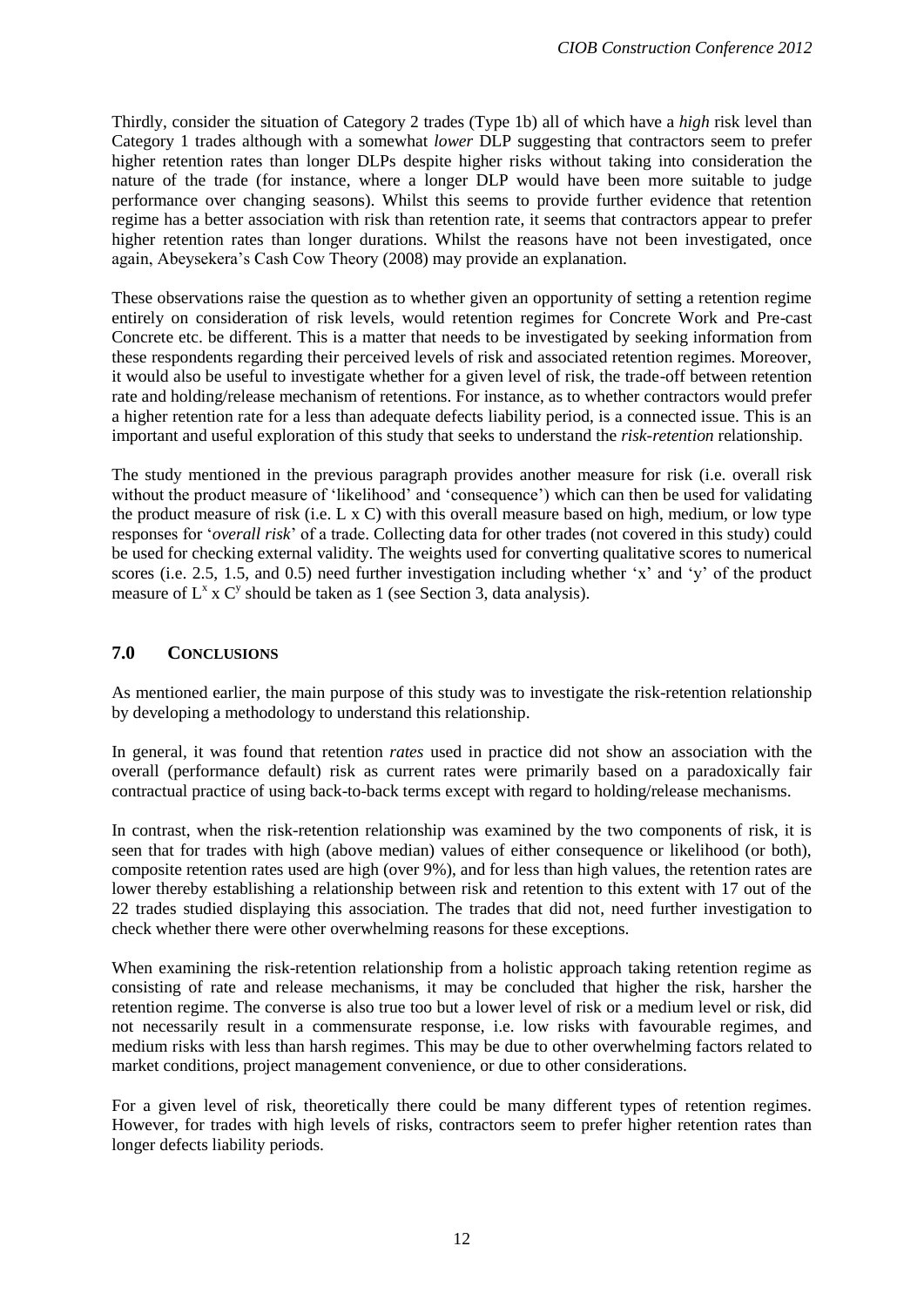Thirdly, consider the situation of Category 2 trades (Type 1b) all of which have a *high* risk level than Category 1 trades although with a somewhat *lower* DLP suggesting that contractors seem to prefer higher retention rates than longer DLPs despite higher risks without taking into consideration the nature of the trade (for instance, where a longer DLP would have been more suitable to judge performance over changing seasons). Whilst this seems to provide further evidence that retention regime has a better association with risk than retention rate, it seems that contractors appear to prefer higher retention rates than longer durations. Whilst the reasons have not been investigated, once again, Abeysekera's Cash Cow Theory (2008) may provide an explanation.

These observations raise the question as to whether given an opportunity of setting a retention regime entirely on consideration of risk levels, would retention regimes for Concrete Work and Pre-cast Concrete etc. be different. This is a matter that needs to be investigated by seeking information from these respondents regarding their perceived levels of risk and associated retention regimes. Moreover, it would also be useful to investigate whether for a given level of risk, the trade-off between retention rate and holding/release mechanism of retentions. For instance, as to whether contractors would prefer a higher retention rate for a less than adequate defects liability period, is a connected issue. This is an important and useful exploration of this study that seeks to understand the *risk-retention* relationship.

The study mentioned in the previous paragraph provides another measure for risk (i.e. overall risk without the product measure of 'likelihood' and 'consequence') which can then be used for validating the product measure of risk (i.e. L x C) with this overall measure based on high, medium, or low type responses for '*overall risk*' of a trade. Collecting data for other trades (not covered in this study) could be used for checking external validity. The weights used for converting qualitative scores to numerical scores (i.e. 2.5, 1.5, and 0.5) need further investigation including whether 'x' and 'y' of the product measure of $L^x$ x $C^y$ should be taken as 1 (see Section 3, data analysis).

## 7.0 CONCLUSIONS

As mentioned earlier, the main purpose of this study was to investigate the risk-retention relationship by developing a methodology to understand this relationship.

In general, it was found that retention *rates* used in practice did not show an association with the overall (performance default) risk as current rates were primarily based on a paradoxically fair contractual practice of using back-to-back terms except with regard to holding/release mechanisms.

In contrast, when the risk-retention relationship was examined by the two components of risk, it is seen that for trades with high (above median) values of either consequence or likelihood (or both), composite retention rates used are high (over 9%), and for less than high values, the retention rates are lower thereby establishing a relationship between risk and retention to this extent with 17 out of the 22 trades studied displaying this association. The trades that did not, need further investigation to check whether there were other overwhelming reasons for these exceptions.

When examining the risk-retention relationship from a holistic approach taking retention regime as consisting of rate and release mechanisms, it may be concluded that higher the risk, harsher the retention regime. The converse is also true too but a lower level of risk or a medium level or risk, did not necessarily result in a commensurate response, i.e. low risks with favourable regimes, and medium risks with less than harsh regimes. This may be due to other overwhelming factors related to market conditions, project management convenience, or due to other considerations.

For a given level of risk, theoretically there could be many different types of retention regimes. However, for trades with high levels of risks, contractors seem to prefer higher retention rates than longer defects liability periods.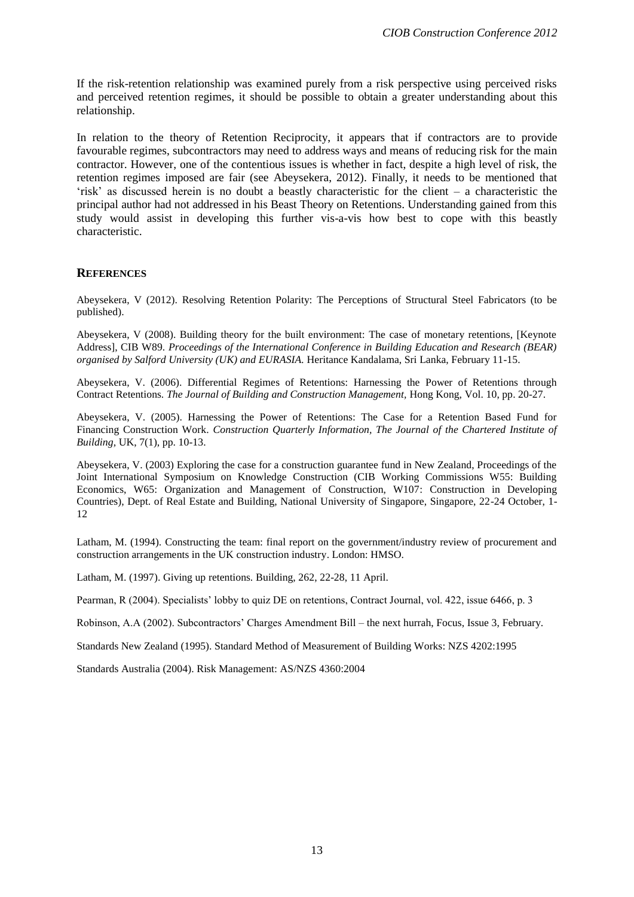If the risk-retention relationship was examined purely from a risk perspective using perceived risks and perceived retention regimes, it should be possible to obtain a greater understanding about this relationship.

In relation to the theory of Retention Reciprocity, it appears that if contractors are to provide favourable regimes, subcontractors may need to address ways and means of reducing risk for the main contractor. However, one of the contentious issues is whether in fact, despite a high level of risk, the retention regimes imposed are fair (see Abeysekera, 2012). Finally, it needs to be mentioned that 'risk' as discussed herein is no doubt a beastly characteristic for the client – a characteristic the principal author had not addressed in his Beast Theory on Retentions. Understanding gained from this study would assist in developing this further vis-a-vis how best to cope with this beastly characteristic.

## REFERENCES

Abeysekera, V (2012). Resolving Retention Polarity: The Perceptions of Structural Steel Fabricators (to be published).

Abeysekera, V (2008). Building theory for the built environment: The case of monetary retentions, [Keynote Address], CIB W89. *Proceedings of the International Conference in Building Education and Research (BEAR) organised by Salford University (UK) and EURASIA.* Heritance Kandalama, Sri Lanka, February 11-15.

Abeysekera, V. (2006). Differential Regimes of Retentions: Harnessing the Power of Retentions through Contract Retentions. *The Journal of Building and Construction Management*, Hong Kong, Vol. 10, pp. 20-27.

Abeysekera, V. (2005). Harnessing the Power of Retentions: The Case for a Retention Based Fund for Financing Construction Work. *Construction Quarterly Information, The Journal of the Chartered Institute of Building*, UK, 7(1), pp. 10-13.

Abeysekera, V. (2003) Exploring the case for a construction guarantee fund in New Zealand, Proceedings of the Joint International Symposium on Knowledge Construction (CIB Working Commissions W55: Building Economics, W65: Organization and Management of Construction, W107: Construction in Developing Countries), Dept. of Real Estate and Building, National University of Singapore, Singapore, 22-24 October, 1-12

Latham, M. (1994). Constructing the team: final report on the government/industry review of procurement and construction arrangements in the UK construction industry. London: HMSO.

Latham, M. (1997). Giving up retentions. Building, 262, 22-28, 11 April.

Pearman, R (2004). Specialists' lobby to quiz DE on retentions, Contract Journal, vol. 422, issue 6466, p. 3

Robinson, A.A (2002). Subcontractors' Charges Amendment Bill – the next hurrah, Focus, Issue 3, February.

Standards New Zealand (1995). Standard Method of Measurement of Building Works: NZS 4202:1995

Standards Australia (2004). Risk Management: AS/NZS 4360:2004